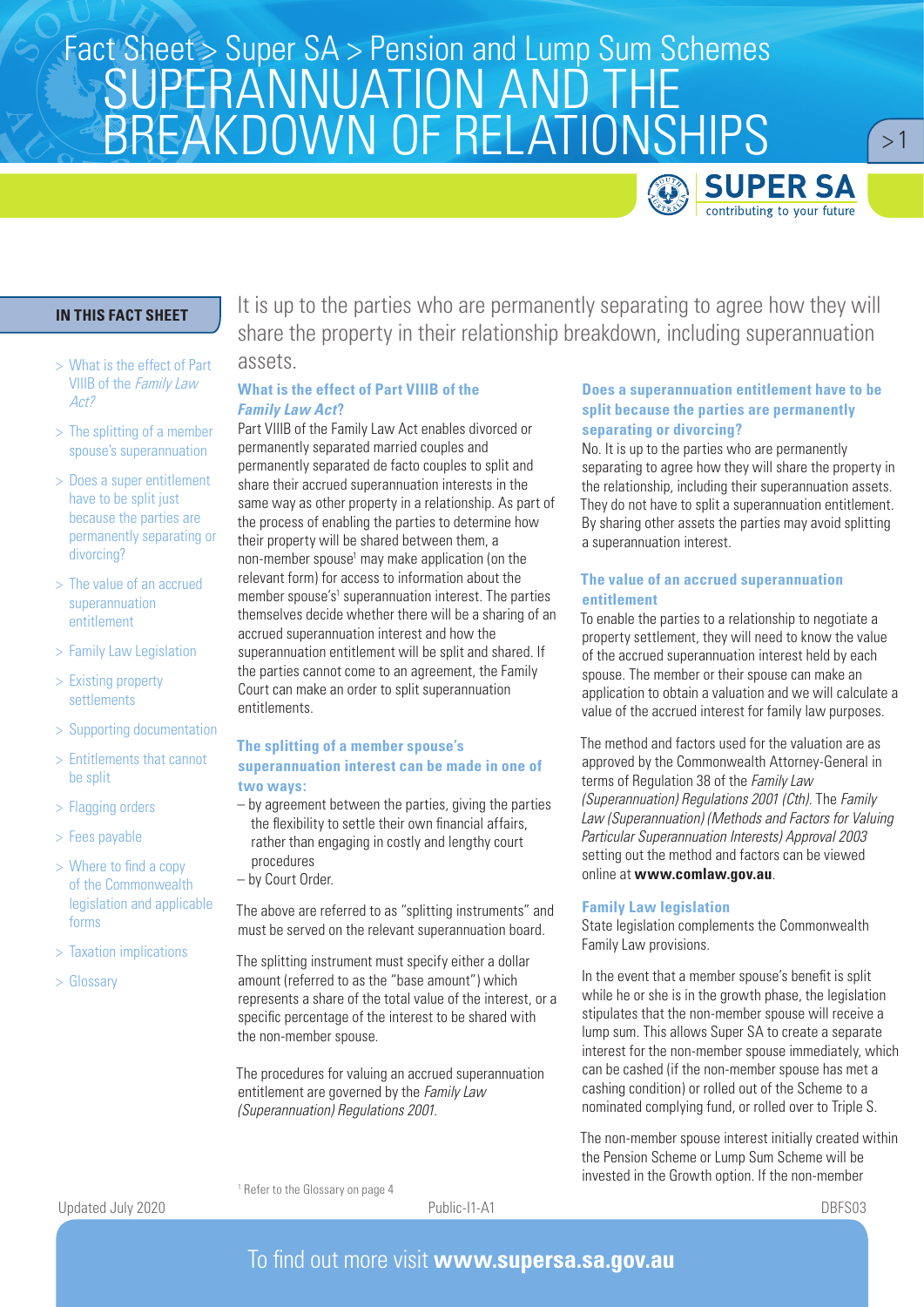Fact Sheet > Super SA > Pension and Lump Sum Schemes

# SUPERANNUATION AND THE BREAKDOWN OF RELATIONSHIPS

**IN THIS FACT SHEET**

- What is the effect of Part VIIIB of the *Family Law Act*?
- The splitting of a member spouse's superannuation
- Does a super entitlement have to be split just because the parties are permanently separating or divorcing?
- The value of an accrued superannuation entitlement
- Family Law Legislation
- Existing property settlements
- Supporting documentation
- Entitlements that cannot be split
- Flagging orders
- Fees payable
- Where to find a copy of the Commonwealth legislation and applicable forms
- Taxation implications
- Glossary

It is up to the parties who are permanently separating to agree how they will share the property in their relationship breakdown, including superannuation assets.

## What is the effect of Part VIIIB of the *Family Law Act*?

Part VIIIB of the Family Law Act enables divorced or permanently separated married couples and permanently separated de facto couples to split and share their accrued superannuation interests in the same way as other property in a relationship. As part of the process of enabling the parties to determine how their property will be shared between them, a non-member spouse[1] may make application (on the relevant form) for access to information about the member spouse's[1] superannuation interest. The parties themselves decide whether there will be a sharing of an accrued superannuation interest and how the superannuation entitlement will be split and shared. If the parties cannot come to an agreement, the Family Court can make an order to split superannuation entitlements.

## The splitting of a member spouse's superannuation interest can be made in one of two ways:

- by agreement between the parties, giving the parties the flexibility to settle their own financial affairs, rather than engaging in costly and lengthy court procedures
- by Court Order.

The above are referred to as "splitting instruments" and must be served on the relevant superannuation board.

The splitting instrument must specify either a dollar amount (referred to as the "base amount") which represents a share of the total value of the interest, or a specific percentage of the interest to be shared with the non-member spouse.

The procedures for valuing an accrued superannuation entitlement are governed by the *Family Law (Superannuation) Regulations 2001*.

[1] Refer to the Glossary on page 4

## Does a superannuation entitlement have to be split because the parties are permanently separating or divorcing?

No. It is up to the parties who are permanently separating to agree how they will share the property in the relationship, including their superannuation assets. They do not have to split a superannuation entitlement. By sharing other assets the parties may avoid splitting a superannuation interest.

## The value of an accrued superannuation entitlement

To enable the parties to a relationship to negotiate a property settlement, they will need to know the value of the accrued superannuation interest held by each spouse. The member or their spouse can make an application to obtain a valuation and we will calculate a value of the accrued interest for family law purposes.

The method and factors used for the valuation are as approved by the Commonwealth Attorney-General in terms of Regulation 38 of the *Family Law (Superannuation) Regulations 2001 (Cth)*. The *Family Law (Superannuation) (Methods and Factors for Valuing Particular Superannuation Interests) Approval 2003* setting out the method and factors can be viewed online at **www.comlaw.gov.au**.

## Family Law legislation

State legislation complements the Commonwealth Family Law provisions.

In the event that a member spouse's benefit is split while he or she is in the growth phase, the legislation stipulates that the non-member spouse will receive a lump sum. This allows Super SA to create a separate interest for the non-member spouse immediately, which can be cashed (if the non-member spouse has met a cashing condition) or rolled out of the Scheme to a nominated complying fund, or rolled over to Triple S.

The non-member spouse interest initially created within the Pension Scheme or Lump Sum Scheme will be invested in the Growth option. If the non-member

Updated July 2020 Public-I1-A1 DBFS03

To find out more visit **www.supersa.sa.gov.au**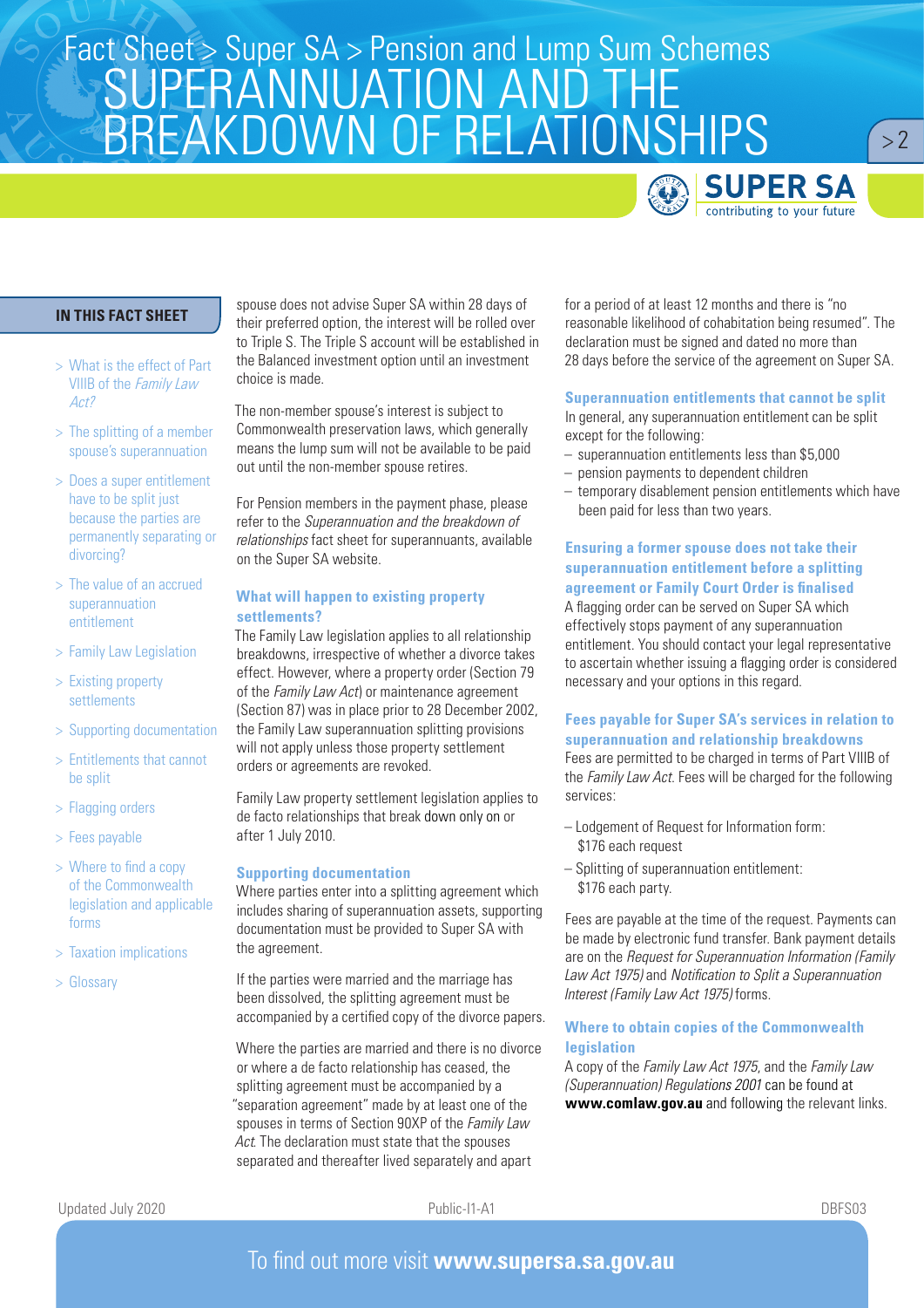## IN THIS FACT SHEET

- > What is the effect of Part VIIIB of the *Family Law Act?*
- > The splitting of a member spouse's superannuation
- > Does a super entitlement have to be split just because the parties are permanently separating or divorcing?
- > The value of an accrued superannuation entitlement
- > Family Law Legislation
- > Existing property settlements
- > Supporting documentation
- > Entitlements that cannot be split
- > Flagging orders
- > Fees payable
- > Where to find a copy of the Commonwealth legislation and applicable forms
- > Taxation implications
- > Glossary

spouse does not advise Super SA within 28 days of their preferred option, the interest will be rolled over to Triple S. The Triple S account will be established in the Balanced investment option until an investment choice is made.

The non-member spouse's interest is subject to Commonwealth preservation laws, which generally means the lump sum will not be available to be paid out until the non-member spouse retires.

For Pension members in the payment phase, please refer to the *Superannuation and the breakdown of relationships* fact sheet for superannuants, available on the Super SA website.

### What will happen to existing property settlements?

The Family Law legislation applies to all relationship breakdowns, irrespective of whether a divorce takes effect. However, where a property order (Section 79 of the *Family Law Act*) or maintenance agreement (Section 87) was in place prior to 28 December 2002, the Family Law superannuation splitting provisions will not apply unless those property settlement orders or agreements are revoked.

Family Law property settlement legislation applies to de facto relationships that break down only on or after 1 July 2010.

### Supporting documentation

Where parties enter into a splitting agreement which includes sharing of superannuation assets, supporting documentation must be provided to Super SA with the agreement.

If the parties were married and the marriage has been dissolved, the splitting agreement must be accompanied by a certified copy of the divorce papers.

Where the parties are married and there is no divorce or where a de facto relationship has ceased, the splitting agreement must be accompanied by a "separation agreement" made by at least one of the spouses in terms of Section 90XP of the *Family Law Act*. The declaration must state that the spouses separated and thereafter lived separately and apart for a period of at least 12 months and there is "no reasonable likelihood of cohabitation being resumed". The declaration must be signed and dated no more than 28 days before the service of the agreement on Super SA.

### Superannuation entitlements that cannot be split

In general, any superannuation entitlement can be split except for the following:

- superannuation entitlements less than $5,000
- pension payments to dependent children
- temporary disablement pension entitlements which have been paid for less than two years.

### Ensuring a former spouse does not take their superannuation entitlement before a splitting agreement or Family Court Order is finalised

A flagging order can be served on Super SA which effectively stops payment of any superannuation entitlement. You should contact your legal representative to ascertain whether issuing a flagging order is considered necessary and your options in this regard.

### Fees payable for Super SA's services in relation to superannuation and relationship breakdowns

Fees are permitted to be charged in terms of Part VIIIB of the *Family Law Act*. Fees will be charged for the following services:

- Lodgement of Request for Information form: $176 each request
- Splitting of superannuation entitlement: $176 each party.

Fees are payable at the time of the request. Payments can be made by electronic fund transfer. Bank payment details are on the *Request for Superannuation Information (Family Law Act 1975)* and *Notification to Split a Superannuation Interest (Family Law Act 1975)* forms.

### Where to obtain copies of the Commonwealth legislation

A copy of the *Family Law Act 1975*, and the *Family Law (Superannuation) Regulations 2001* can be found at **www.comlaw.gov.au** and following the relevant links.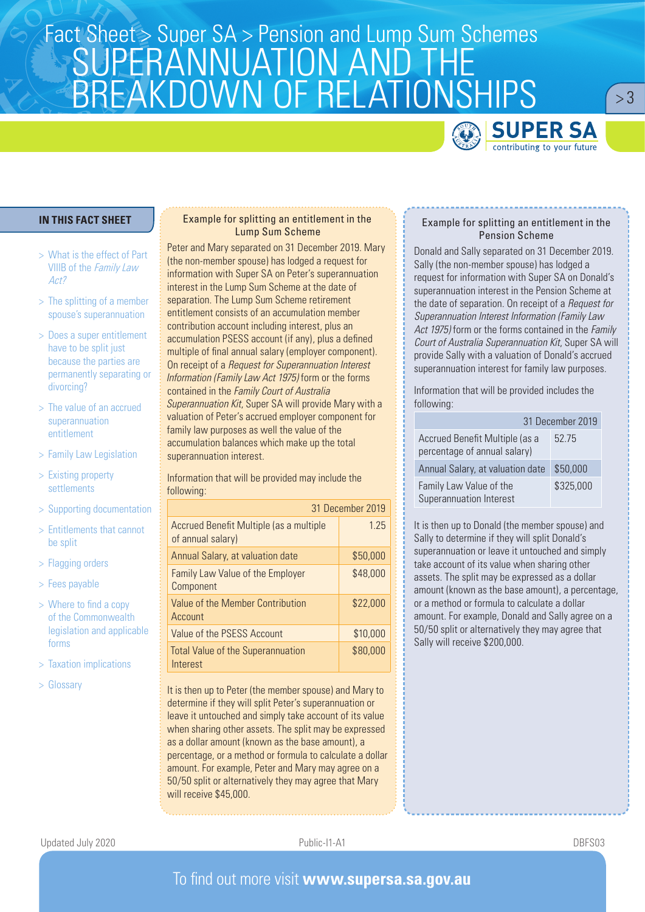# Fact Sheet > Super SA > Pension and Lump Sum Schemes

# SUPERANNUATION AND THE BREAKDOWN OF RELATIONSHIPS

## IN THIS FACT SHEET

- > What is the effect of Part VIIIB of the *Family Law Act*?
- > The splitting of a member spouse's superannuation
- > Does a super entitlement have to be split just because the parties are permanently separating or divorcing?
- > The value of an accrued superannuation entitlement
- > Family Law Legislation
- > Existing property settlements
- > Supporting documentation
- > Entitlements that cannot be split
- > Flagging orders
- > Fees payable
- > Where to find a copy of the Commonwealth legislation and applicable forms
- > Taxation implications
- > Glossary

### Example for splitting an entitlement in the Lump Sum Scheme

Peter and Mary separated on 31 December 2019. Mary (the non-member spouse) has lodged a request for information with Super SA on Peter's superannuation interest in the Lump Sum Scheme at the date of separation. The Lump Sum Scheme retirement entitlement consists of an accumulation member contribution account including interest, plus an accumulation PSESS account (if any), plus a defined multiple of final annual salary (employer component). On receipt of a *Request for Superannuation Interest Information (Family Law Act 1975)* form or the forms contained in the *Family Court of Australia Superannuation Kit*, Super SA will provide Mary with a valuation of Peter's accrued employer component for family law purposes as well the value of the accumulation balances which make up the total superannuation interest.

Information that will be provided may include the following:

| | 31 December 2019 |
|---|---|
| Accrued Benefit Multiple (as a multiple of annual salary) | 1.25 |
| Annual Salary, at valuation date | $50,000 |
| Family Law Value of the Employer Component | $48,000 |
| Value of the Member Contribution Account | $22,000 |
| Value of the PSESS Account | $10,000 |
| Total Value of the Superannuation Interest | $80,000 |

It is then up to Peter (the member spouse) and Mary to determine if they will split Peter's superannuation or leave it untouched and simply take account of its value when sharing other assets. The split may be expressed as a dollar amount (known as the base amount), a percentage, or a method or formula to calculate a dollar amount. For example, Peter and Mary may agree on a 50/50 split or alternatively they may agree that Mary will receive $45,000.

### Example for splitting an entitlement in the Pension Scheme

Donald and Sally separated on 31 December 2019. Sally (the non-member spouse) has lodged a request for information with Super SA on Donald's superannuation interest in the Pension Scheme at the date of separation. On receipt of a *Request for Superannuation Interest Information (Family Law Act 1975)* form or the forms contained in the *Family Court of Australia Superannuation Kit*, Super SA will provide Sally with a valuation of Donald's accrued superannuation interest for family law purposes.

Information that will be provided includes the following:

| | 31 December 2019 |
|---|---|
| Accrued Benefit Multiple (as a percentage of annual salary) | 52.75 |
| Annual Salary, at valuation date | $50,000 |
| Family Law Value of the Superannuation Interest | $325,000 |

It is then up to Donald (the member spouse) and Sally to determine if they will split Donald's superannuation or leave it untouched and simply take account of its value when sharing other assets. The split may be expressed as a dollar amount (known as the base amount), a percentage, or a method or formula to calculate a dollar amount. For example, Donald and Sally agree on a 50/50 split or alternatively they may agree that Sally will receive $200,000.

Updated July 2020 Public-I1-A1 DBFS03

To find out more visit **www.supersa.sa.gov.au**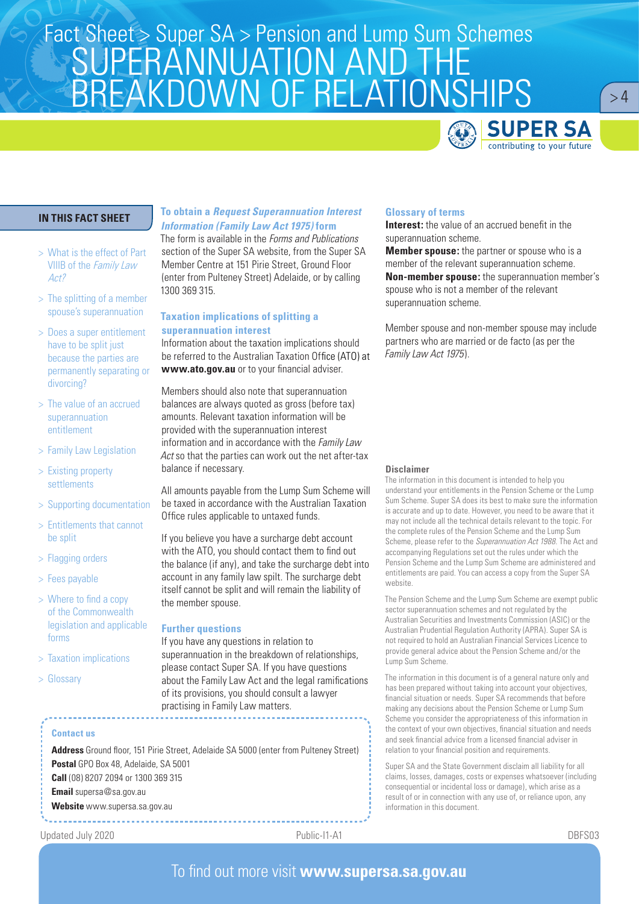# Fact Sheet > Super SA > Pension and Lump Sum Schemes

# SUPERANNUATION AND THE BREAKDOWN OF RELATIONSHIPS

SUPER SA contributing to your future

## IN THIS FACT SHEET

- > What is the effect of Part VIIIB of the *Family Law Act*?
- > The splitting of a member spouse's superannuation
- > Does a super entitlement have to be split just because the parties are permanently separating or divorcing?
- > The value of an accrued superannuation entitlement
- > Family Law Legislation
- > Existing property settlements
- > Supporting documentation
- > Entitlements that cannot be split
- > Flagging orders
- > Fees payable
- > Where to find a copy of the Commonwealth legislation and applicable forms
- > Taxation implications
- > Glossary

### To obtain a *Request Superannuation Interest Information (Family Law Act 1975)* form

The form is available in the *Forms and Publications* section of the Super SA website, from the Super SA Member Centre at 151 Pirie Street, Ground Floor (enter from Pulteney Street) Adelaide, or by calling 1300 369 315.

### Taxation implications of splitting a superannuation interest

Information about the taxation implications should be referred to the Australian Taxation Office (ATO) at **www.ato.gov.au** or to your financial adviser.

Members should also note that superannuation balances are always quoted as gross (before tax) amounts. Relevant taxation information will be provided with the superannuation interest information and in accordance with the *Family Law Act* so that the parties can work out the net after-tax balance if necessary.

All amounts payable from the Lump Sum Scheme will be taxed in accordance with the Australian Taxation Office rules applicable to untaxed funds.

If you believe you have a surcharge debt account with the ATO, you should contact them to find out the balance (if any), and take the surcharge debt into account in any family law spilt. The surcharge debt itself cannot be split and will remain the liability of the member spouse.

### Further questions

If you have any questions in relation to superannuation in the breakdown of relationships, please contact Super SA. If you have questions about the Family Law Act and the legal ramifications of its provisions, you should consult a lawyer practising in Family Law matters.

### Glossary of terms

**Interest:** the value of an accrued benefit in the superannuation scheme.

**Member spouse:** the partner or spouse who is a member of the relevant superannuation scheme.

**Non-member spouse:** the superannuation member's spouse who is not a member of the relevant superannuation scheme.

Member spouse and non-member spouse may include partners who are married or de facto (as per the *Family Law Act 1975*).

### Contact us

**Address** Ground floor, 151 Pirie Street, Adelaide SA 5000 (enter from Pulteney Street)
**Postal** GPO Box 48, Adelaide, SA 5001
**Call** (08) 8207 2094 or 1300 369 315
**Email** supersa@sa.gov.au
**Website** www.supersa.sa.gov.au

### Disclaimer

The information in this document is intended to help you understand your entitlements in the Pension Scheme or the Lump Sum Scheme. Super SA does its best to make sure the information is accurate and up to date. However, you need to be aware that it may not include all the technical details relevant to the topic. For the complete rules of the Pension Scheme and the Lump Sum Scheme, please refer to the *Superannuation Act 1988*. The Act and accompanying Regulations set out the rules under which the Pension Scheme and the Lump Sum Scheme are administered and entitlements are paid. You can access a copy from the Super SA website.

The Pension Scheme and the Lump Sum Scheme are exempt public sector superannuation schemes and not regulated by the Australian Securities and Investments Commission (ASIC) or the Australian Prudential Regulation Authority (APRA). Super SA is not required to hold an Australian Financial Services Licence to provide general advice about the Pension Scheme and/or the Lump Sum Scheme.

The information in this document is of a general nature only and has been prepared without taking into account your objectives, financial situation or needs. Super SA recommends that before making any decisions about the Pension Scheme or Lump Sum Scheme you consider the appropriateness of this information in the context of your own objectives, financial situation and needs and seek financial advice from a licensed financial adviser in relation to your financial position and requirements.

Super SA and the State Government disclaim all liability for all claims, losses, damages, costs or expenses whatsoever (including consequential or incidental loss or damage), which arise as a result of or in connection with any use of, or reliance upon, any information in this document.

Updated July 2020 Public-I1-A1 DBFS03

To find out more visit **www.supersa.sa.gov.au**